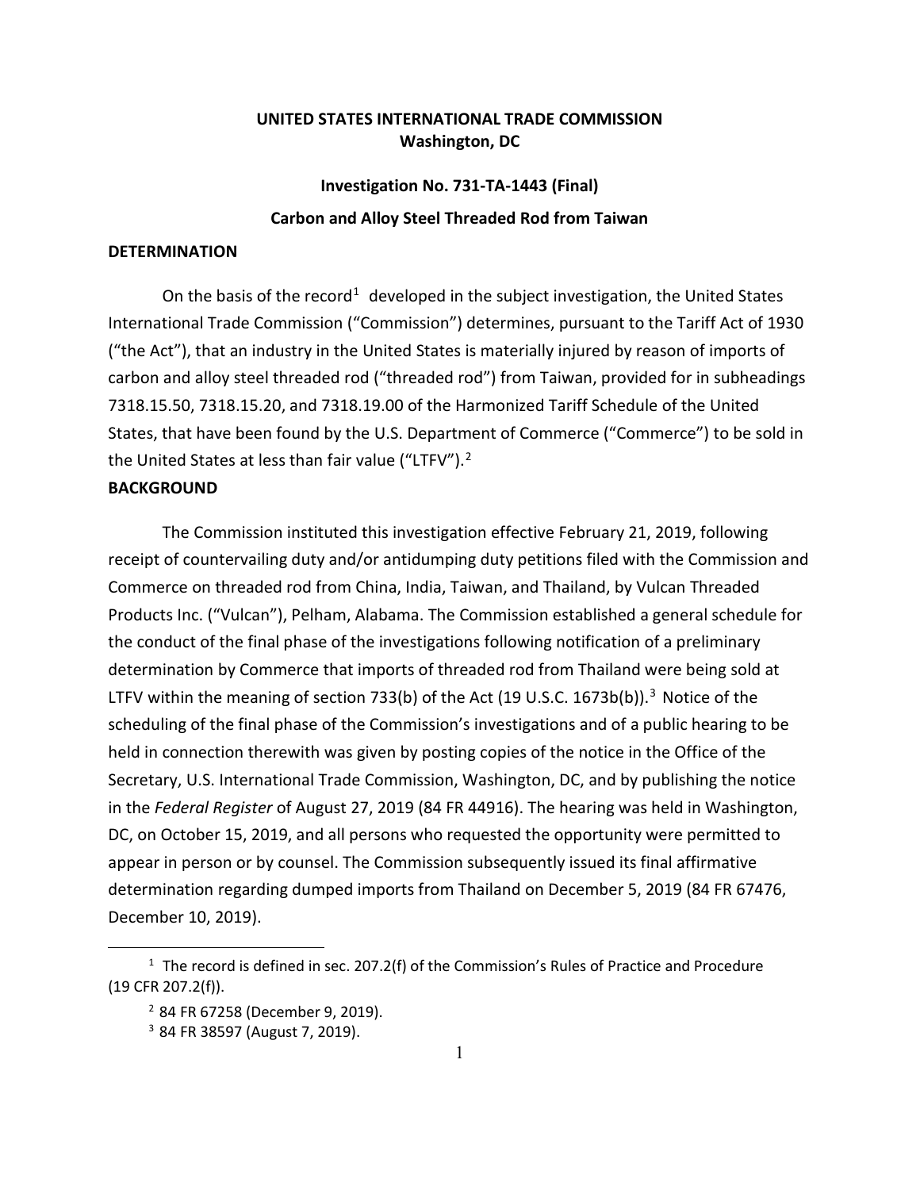**UNITED STATES INTERNATIONAL TRADE COMMISSION**
**Washington, DC**

**Investigation No. 731-TA-1443 (Final)**

**Carbon and Alloy Steel Threaded Rod from Taiwan**

**DETERMINATION**

On the basis of the record[1] developed in the subject investigation, the United States International Trade Commission ("Commission") determines, pursuant to the Tariff Act of 1930 ("the Act"), that an industry in the United States is materially injured by reason of imports of carbon and alloy steel threaded rod ("threaded rod") from Taiwan, provided for in subheadings 7318.15.50, 7318.15.20, and 7318.19.00 of the Harmonized Tariff Schedule of the United States, that have been found by the U.S. Department of Commerce ("Commerce") to be sold in the United States at less than fair value ("LTFV").[2]

**BACKGROUND**

The Commission instituted this investigation effective February 21, 2019, following receipt of countervailing duty and/or antidumping duty petitions filed with the Commission and Commerce on threaded rod from China, India, Taiwan, and Thailand, by Vulcan Threaded Products Inc. ("Vulcan"), Pelham, Alabama. The Commission established a general schedule for the conduct of the final phase of the investigations following notification of a preliminary determination by Commerce that imports of threaded rod from Thailand were being sold at LTFV within the meaning of section 733(b) of the Act (19 U.S.C. 1673b(b)).[3] Notice of the scheduling of the final phase of the Commission's investigations and of a public hearing to be held in connection therewith was given by posting copies of the notice in the Office of the Secretary, U.S. International Trade Commission, Washington, DC, and by publishing the notice in the *Federal Register* of August 27, 2019 (84 FR 44916). The hearing was held in Washington, DC, on October 15, 2019, and all persons who requested the opportunity were permitted to appear in person or by counsel. The Commission subsequently issued its final affirmative determination regarding dumped imports from Thailand on December 5, 2019 (84 FR 67476, December 10, 2019).

---

[1] The record is defined in sec. 207.2(f) of the Commission's Rules of Practice and Procedure (19 CFR 207.2(f)).

[2] 84 FR 67258 (December 9, 2019).

[3] 84 FR 38597 (August 7, 2019).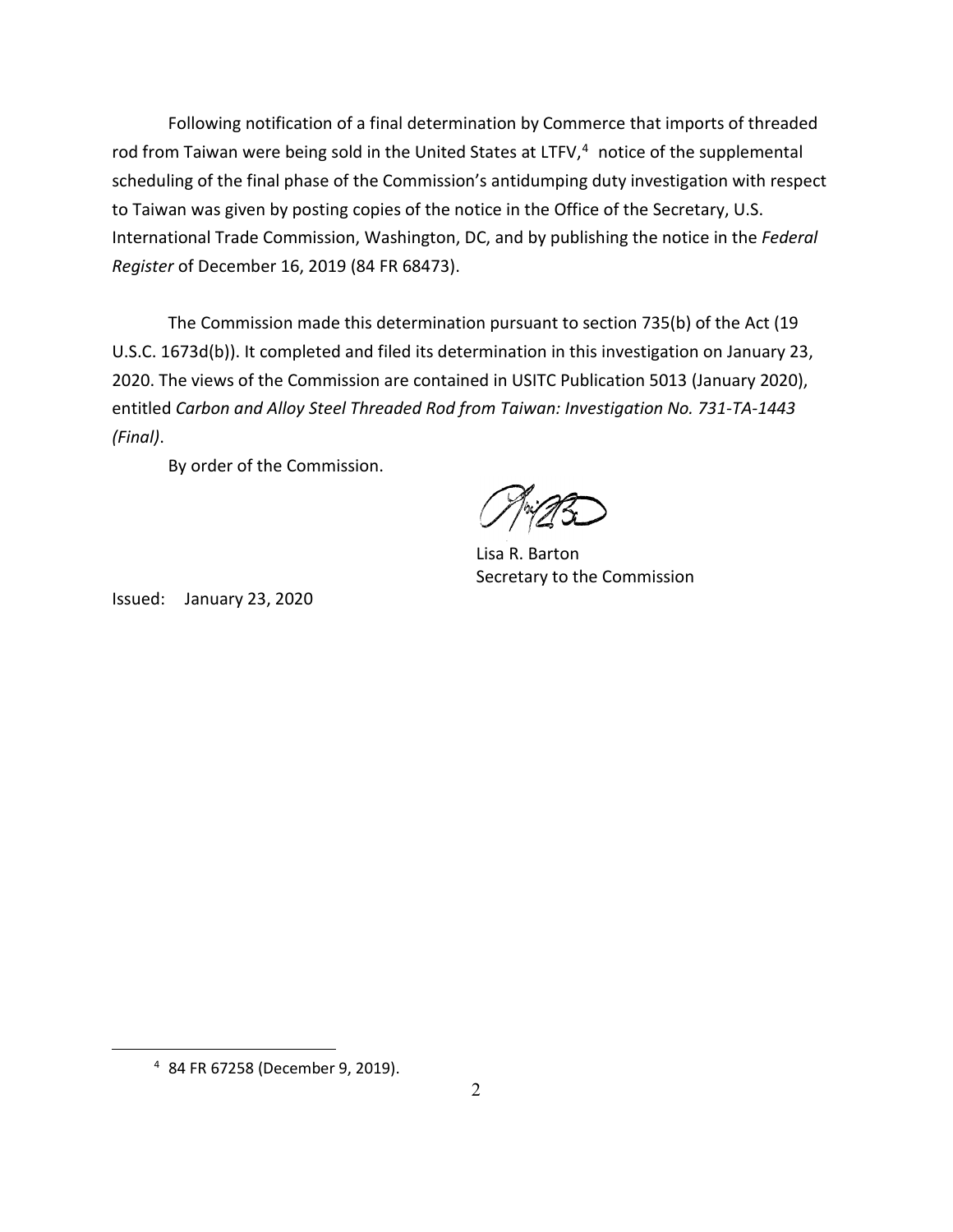Following notification of a final determination by Commerce that imports of threaded rod from Taiwan were being sold in the United States at LTFV,[4] notice of the supplemental scheduling of the final phase of the Commission's antidumping duty investigation with respect to Taiwan was given by posting copies of the notice in the Office of the Secretary, U.S. International Trade Commission, Washington, DC, and by publishing the notice in the *Federal Register* of December 16, 2019 (84 FR 68473).

The Commission made this determination pursuant to section 735(b) of the Act (19 U.S.C. 1673d(b)). It completed and filed its determination in this investigation on January 23, 2020. The views of the Commission are contained in USITC Publication 5013 (January 2020), entitled *Carbon and Alloy Steel Threaded Rod from Taiwan: Investigation No. 731-TA-1443 (Final)*.

By order of the Commission.

Lisa R. Barton
Secretary to the Commission

Issued: January 23, 2020

---

[4] 84 FR 67258 (December 9, 2019).